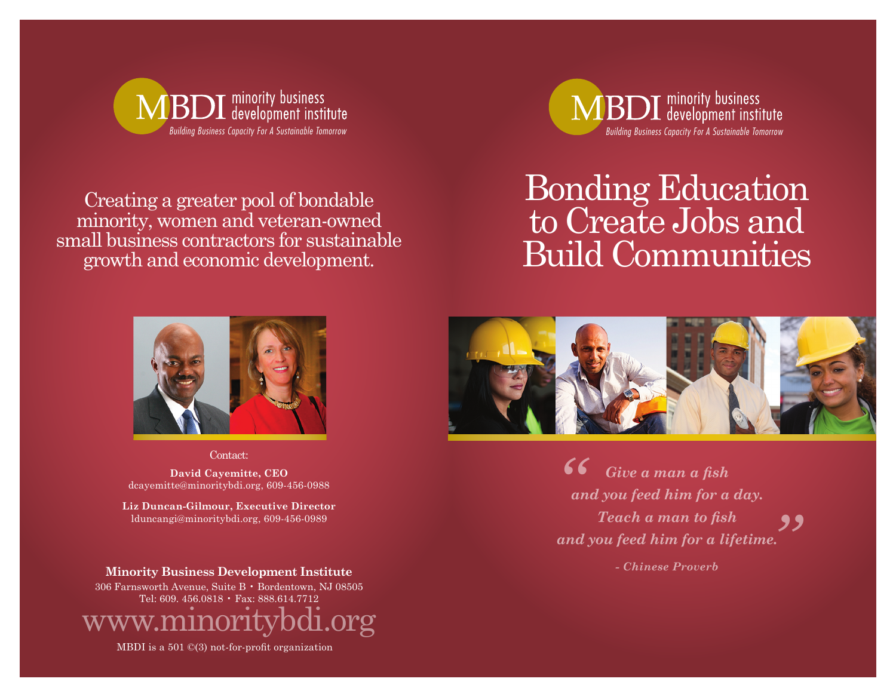MBDI minority business development institute

*Building Business Capacity For A Sustainable Tomorrow*

Creating a greater pool of bondable minority, women and veteran-owned small business contractors for sustainable growth and economic development.

Contact:

**David Cayemitte, CEO**
dcayemitte@minoritybdi.org, 609-456-0988

**Liz Duncan-Gilmour, Executive Director**
lduncangi@minoritybdi.org, 609-456-0989

**Minority Business Development Institute**
306 Farnsworth Avenue, Suite B • Bordentown, NJ 08505
Tel: 609. 456.0818 • Fax: 888.614.7712

www.minoritybdi.org

MBDI is a 501 ©(3) not-for-profit organization

MBDI minority business development institute

*Building Business Capacity For A Sustainable Tomorrow*

# Bonding Education to Create Jobs and Build Communities

***"Give a man a fish and you feed him for a day. Teach a man to fish and you feed him for a lifetime."***

***- Chinese Proverb***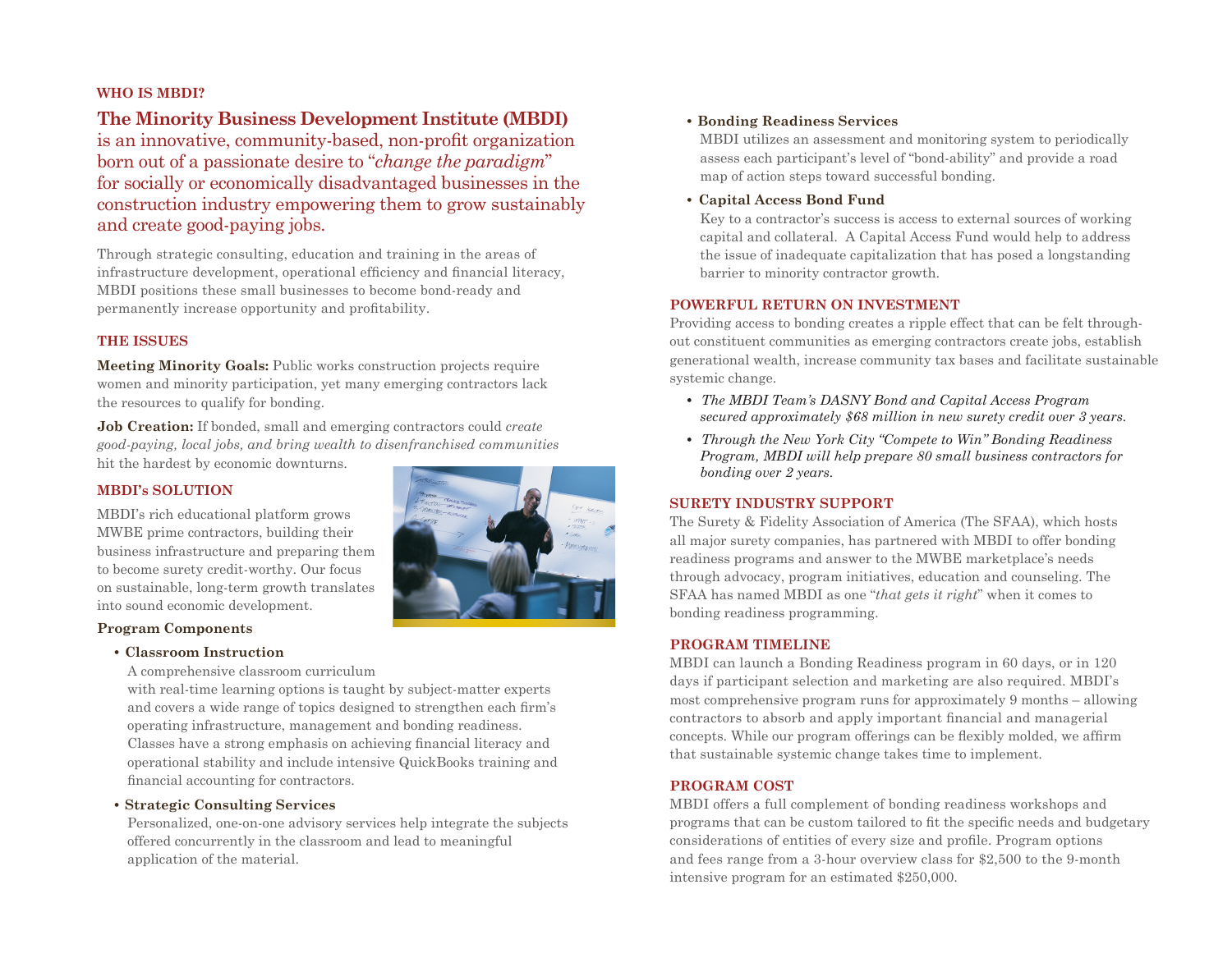## WHO IS MBDI?

**The Minority Business Development Institute (MBDI)** is an innovative, community-based, non-profit organization born out of a passionate desire to "*change the paradigm*" for socially or economically disadvantaged businesses in the construction industry empowering them to grow sustainably and create good-paying jobs.

Through strategic consulting, education and training in the areas of infrastructure development, operational efficiency and financial literacy, MBDI positions these small businesses to become bond-ready and permanently increase opportunity and profitability.

## THE ISSUES

**Meeting Minority Goals:** Public works construction projects require women and minority participation, yet many emerging contractors lack the resources to qualify for bonding.

**Job Creation:** If bonded, small and emerging contractors could *create good-paying, local jobs, and bring wealth to disenfranchised communities* hit the hardest by economic downturns.

## MBDI's SOLUTION

MBDI's rich educational platform grows MWBE prime contractors, building their business infrastructure and preparing them to become surety credit-worthy. Our focus on sustainable, long-term growth translates into sound economic development.

### Program Components

- **Classroom Instruction**
  A comprehensive classroom curriculum with real-time learning options is taught by subject-matter experts and covers a wide range of topics designed to strengthen each firm's operating infrastructure, management and bonding readiness. Classes have a strong emphasis on achieving financial literacy and operational stability and include intensive QuickBooks training and financial accounting for contractors.

- **Strategic Consulting Services**
  Personalized, one-on-one advisory services help integrate the subjects offered concurrently in the classroom and lead to meaningful application of the material.

- **Bonding Readiness Services**
  MBDI utilizes an assessment and monitoring system to periodically assess each participant's level of "bond-ability" and provide a road map of action steps toward successful bonding.

- **Capital Access Bond Fund**
  Key to a contractor's success is access to external sources of working capital and collateral. A Capital Access Fund would help to address the issue of inadequate capitalization that has posed a longstanding barrier to minority contractor growth.

## POWERFUL RETURN ON INVESTMENT

Providing access to bonding creates a ripple effect that can be felt throughout constituent communities as emerging contractors create jobs, establish generational wealth, increase community tax bases and facilitate sustainable systemic change.

- *The MBDI Team's DASNY Bond and Capital Access Program secured approximately $68 million in new surety credit over 3 years.*
- *Through the New York City "Compete to Win" Bonding Readiness Program, MBDI will help prepare 80 small business contractors for bonding over 2 years.*

## SURETY INDUSTRY SUPPORT

The Surety & Fidelity Association of America (The SFAA), which hosts all major surety companies, has partnered with MBDI to offer bonding readiness programs and answer to the MWBE marketplace's needs through advocacy, program initiatives, education and counseling. The SFAA has named MBDI as one "*that gets it right*" when it comes to bonding readiness programming.

## PROGRAM TIMELINE

MBDI can launch a Bonding Readiness program in 60 days, or in 120 days if participant selection and marketing are also required. MBDI's most comprehensive program runs for approximately 9 months – allowing contractors to absorb and apply important financial and managerial concepts. While our program offerings can be flexibly molded, we affirm that sustainable systemic change takes time to implement.

## PROGRAM COST

MBDI offers a full complement of bonding readiness workshops and programs that can be custom tailored to fit the specific needs and budgetary considerations of entities of every size and profile. Program options and fees range from a 3-hour overview class for $2,500 to the 9-month intensive program for an estimated $250,000.